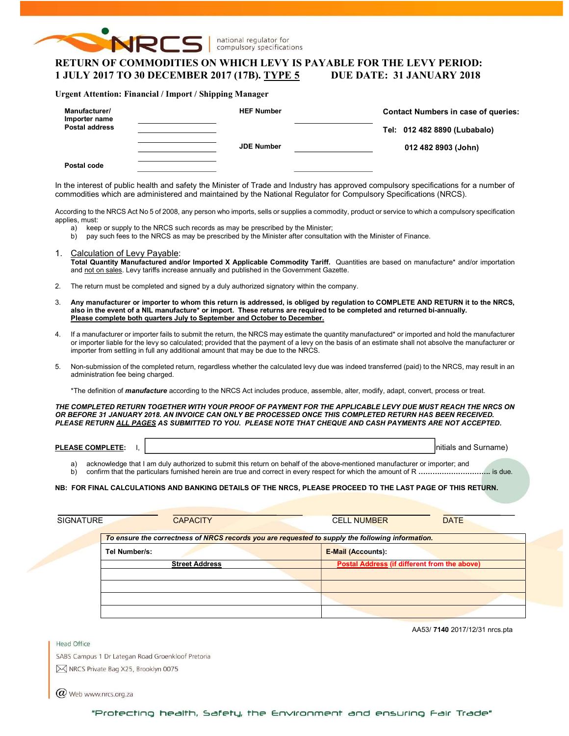NRCS | national regulator for compulsory specifications

# RETURN OF COMMODITIES ON WHICH LEVY IS PAYABLE FOR THE LEVY PERIOD: 1 JULY 2017 TO 30 DECEMBER 2017 (17B). TYPE 5 DUE DATE: 31 JANUARY 2018

**Urgent Attention: Financial / Import / Shipping Manager**

| | | | | |
|---|---|---|---|---|
| **Manufacturer/ Importer name** | ______________ | **HEF Number** | ______________ | **Contact Numbers in case of queries:** |
| **Postal address** | ______________ | | | **Tel: 012 482 8890 (Lubabalo)** |
| | ______________ | **JDE Number** | ______________ | **012 482 8903 (John)** |
| **Postal code** | ______________ | | ______________ | |

In the interest of public health and safety the Minister of Trade and Industry has approved compulsory specifications for a number of commodities which are administered and maintained by the National Regulator for Compulsory Specifications (NRCS).

According to the NRCS Act No 5 of 2008, any person who imports, sells or supplies a commodity, product or service to which a compulsory specification applies, must:

a) keep or supply to the NRCS such records as may be prescribed by the Minister;
b) pay such fees to the NRCS as may be prescribed by the Minister after consultation with the Minister of Finance.

1. Calculation of Levy Payable:
   **Total Quantity Manufactured and/or Imported X Applicable Commodity Tariff.** Quantities are based on manufacture* and/or importation and not on sales. Levy tariffs increase annually and published in the Government Gazette.

2. The return must be completed and signed by a duly authorized signatory within the company.

3. **Any manufacturer or importer to whom this return is addressed, is obliged by regulation to COMPLETE AND RETURN it to the NRCS, also in the event of a NIL manufacture* or import. These returns are required to be completed and returned bi-annually. Please complete both quarters July to September and October to December.**

4. If a manufacturer or importer fails to submit the return, the NRCS may estimate the quantity manufactured* or imported and hold the manufacturer or importer liable for the levy so calculated; provided that the payment of a levy on the basis of an estimate shall not absolve the manufacturer or importer from settling in full any additional amount that may be due to the NRCS.

5. Non-submission of the completed return, regardless whether the calculated levy due was indeed transferred (paid) to the NRCS, may result in an administration fee being charged.

   *The definition of ***manufacture*** according to the NRCS Act includes produce, assemble, alter, modify, adapt, convert, process or treat.

***THE COMPLETED RETURN TOGETHER WITH YOUR PROOF OF PAYMENT FOR THE APPLICABLE LEVY DUE MUST REACH THE NRCS ON OR BEFORE 31 JANUARY 2018. AN INVOICE CAN ONLY BE PROCESSED ONCE THIS COMPLETED RETURN HAS BEEN RECEIVED. PLEASE RETURN ALL PAGES AS SUBMITTED TO YOU. PLEASE NOTE THAT CHEQUE AND CASH PAYMENTS ARE NOT ACCEPTED.***

**PLEASE COMPLETE:** I, ______________________________ (Initials and Surname)

a) acknowledge that I am duly authorized to submit this return on behalf of the above-mentioned manufacturer or importer; and
b) confirm that the particulars furnished herein are true and correct in every respect for which the amount of R .............................. is due.

**NB: FOR FINAL CALCULATIONS AND BANKING DETAILS OF THE NRCS, PLEASE PROCEED TO THE LAST PAGE OF THIS RETURN.**

| SIGNATURE | CAPACITY | CELL NUMBER | DATE |
|---|---|---|---|
| | | | |

| ***To ensure the correctness of NRCS records you are requested to supply the following information.*** | |
|---|---|
| **Tel Number/s:** | **E-Mail (Accounts):** |
| **Street Address** | **Postal Address (if different from the above)** |
| | |
| | |
| | |
| | |

AA53/ **7140** 2017/12/31 nrcs.pta

Head Office
SABS Campus 1 Dr Lategan Road Groenkloof Pretoria
NRCS Private Bag X25, Brooklyn 0075
Web www.nrcs.org.za

"Protecting health, Safety, the Environment and ensuring Fair Trade"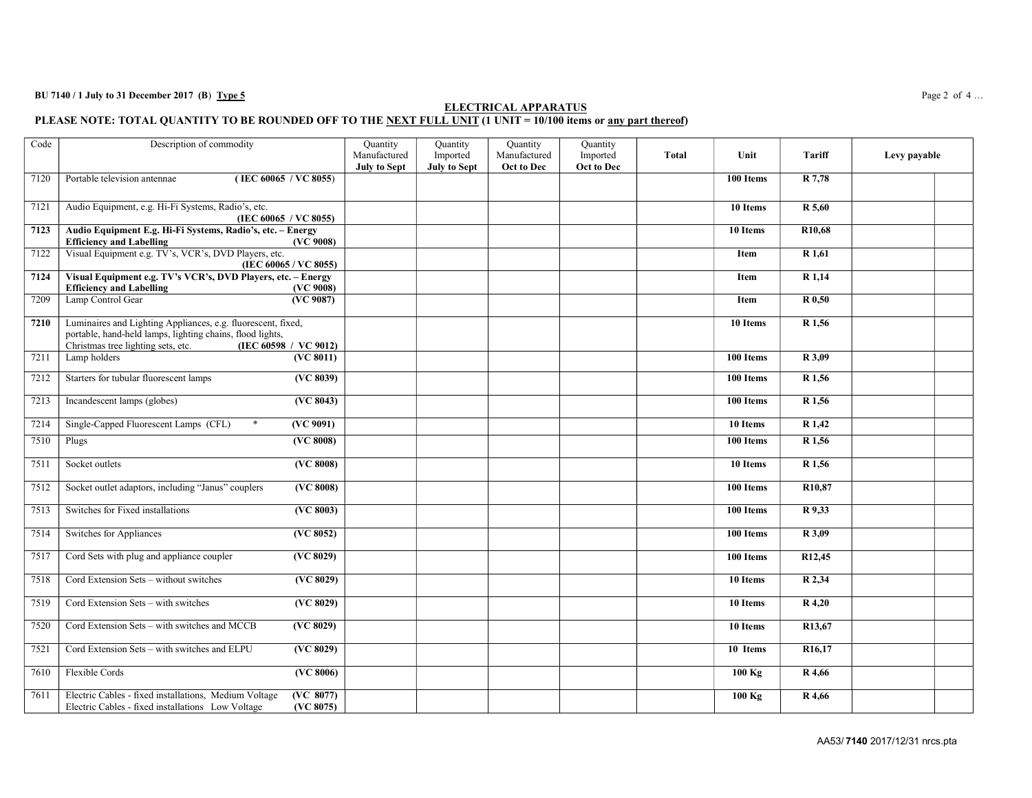**BU 7140 / 1 July to 31 December 2017 (B) Type 5**

## ELECTRICAL APPARATUS

**PLEASE NOTE: TOTAL QUANTITY TO BE ROUNDED OFF TO THE NEXT FULL UNIT (1 UNIT = 10/100 items or any part thereof)**

| Code | Description of commodity | Quantity Manufactured **July to Sept** | Quantity Imported **July to Sept** | Quantity Manufactured **Oct to Dec** | Quantity Imported **Oct to Dec** | **Total** | Unit | Tariff | Levy payable | |
|---|---|---|---|---|---|---|---|---|---|---|
| 7120 | Portable television antennae **( IEC 60065 / VC 8055)** | | | | | | **100 Items** | **R 7,78** | | |
| 7121 | Audio Equipment, e.g. Hi-Fi Systems, Radio's, etc. **(IEC 60065 / VC 8055)** | | | | | | **10 Items** | **R 5,60** | | |
| **7123** | **Audio Equipment E.g. Hi-Fi Systems, Radio's, etc. – Energy Efficiency and Labelling (VC 9008)** | | | | | | **10 Items** | **R10,68** | | |
| 7122 | Visual Equipment e.g. TV's, VCR's, DVD Players, etc. **(IEC 60065 / VC 8055)** | | | | | | **Item** | **R 1,61** | | |
| **7124** | **Visual Equipment e.g. TV's VCR's, DVD Players, etc. – Energy Efficiency and Labelling (VC 9008)** | | | | | | **Item** | **R 1,14** | | |
| 7209 | Lamp Control Gear **(VC 9087)** | | | | | | **Item** | **R 0,50** | | |
| **7210** | Luminaires and Lighting Appliances, e.g. fluorescent, fixed, portable, hand-held lamps, lighting chains, flood lights, Christmas tree lighting sets, etc. **(IEC 60598 / VC 9012)** | | | | | | **10 Items** | **R 1,56** | | |
| 7211 | Lamp holders **(VC 8011)** | | | | | | **100 Items** | **R 3,09** | | |
| 7212 | Starters for tubular fluorescent lamps **(VC 8039)** | | | | | | **100 Items** | **R 1,56** | | |
| 7213 | Incandescent lamps (globes) **(VC 8043)** | | | | | | **100 Items** | **R 1,56** | | |
| 7214 | Single-Capped Fluorescent Lamps (CFL) * **(VC 9091)** | | | | | | **10 Items** | **R 1,42** | | |
| 7510 | Plugs **(VC 8008)** | | | | | | **100 Items** | **R 1,56** | | |
| 7511 | Socket outlets **(VC 8008)** | | | | | | **10 Items** | **R 1,56** | | |
| 7512 | Socket outlet adaptors, including "Janus" couplers **(VC 8008)** | | | | | | **100 Items** | **R10,87** | | |
| 7513 | Switches for Fixed installations **(VC 8003)** | | | | | | **100 Items** | **R 9,33** | | |
| 7514 | Switches for Appliances **(VC 8052)** | | | | | | **100 Items** | **R 3,09** | | |
| 7517 | Cord Sets with plug and appliance coupler **(VC 8029)** | | | | | | **100 Items** | **R12,45** | | |
| 7518 | Cord Extension Sets – without switches **(VC 8029)** | | | | | | **10 Items** | **R 2,34** | | |
| 7519 | Cord Extension Sets – with switches **(VC 8029)** | | | | | | **10 Items** | **R 4,20** | | |
| 7520 | Cord Extension Sets – with switches and MCCB **(VC 8029)** | | | | | | **10 Items** | **R13,67** | | |
| 7521 | Cord Extension Sets – with switches and ELPU **(VC 8029)** | | | | | | **10 Items** | **R16,17** | | |
| 7610 | Flexible Cords **(VC 8006)** | | | | | | **100 Kg** | **R 4,66** | | |
| 7611 | Electric Cables - fixed installations, Medium Voltage **(VC 8077)**<br>Electric Cables - fixed installations Low Voltage **(VC 8075)** | | | | | | **100 Kg** | **R 4,66** | | |

AA53/ **7140** 2017/12/31 nrcs.pta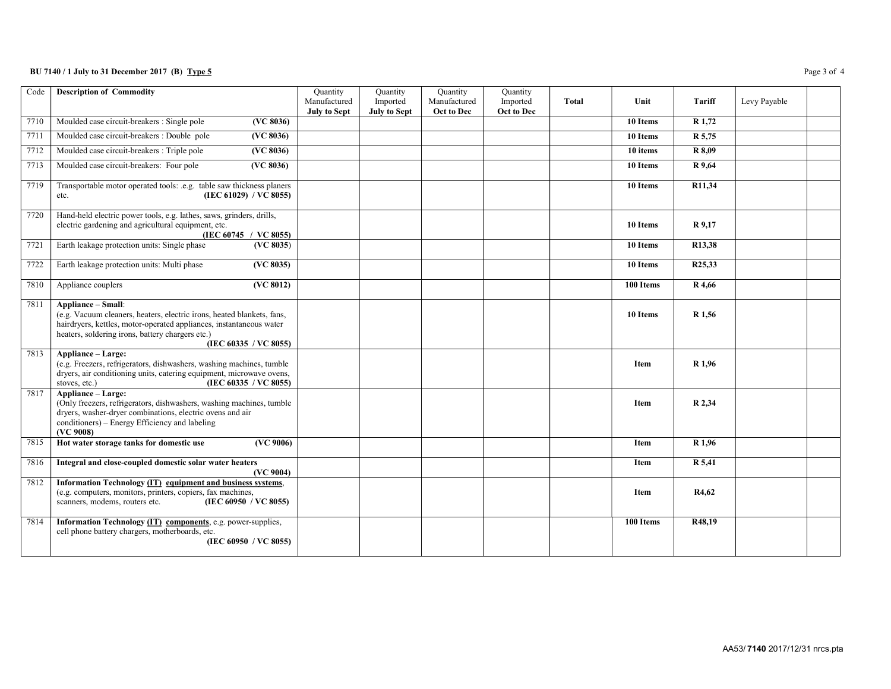**BU 7140 / 1 July to 31 December 2017 (B) Type 5**

| Code | Description of Commodity | Quantity Manufactured **July to Sept** | Quantity Imported **July to Sept** | Quantity Manufactured **Oct to Dec** | Quantity Imported **Oct to Dec** | **Total** | **Unit** | **Tariff** | Levy Payable | |
|---|---|---|---|---|---|---|---|---|---|---|
| 7710 | Moulded case circuit-breakers : Single pole **(VC 8036)** | | | | | | **10 Items** | **R 1,72** | | |
| 7711 | Moulded case circuit-breakers : Double pole **(VC 8036)** | | | | | | **10 Items** | **R 5,75** | | |
| 7712 | Moulded case circuit-breakers : Triple pole **(VC 8036)** | | | | | | **10 items** | **R 8,09** | | |
| 7713 | Moulded case circuit-breakers: Four pole **(VC 8036)** | | | | | | **10 Items** | **R 9,64** | | |
| 7719 | Transportable motor operated tools: .e.g. table saw thickness planers etc. **(IEC 61029) / VC 8055)** | | | | | | **10 Items** | **R11,34** | | |
| 7720 | Hand-held electric power tools, e.g. lathes, saws, grinders, drills, electric gardening and agricultural equipment, etc. **(IEC 60745 / VC 8055)** | | | | | | **10 Items** | **R 9,17** | | |
| 7721 | Earth leakage protection units: Single phase **(VC 8035)** | | | | | | **10 Items** | **R13,38** | | |
| 7722 | Earth leakage protection units: Multi phase **(VC 8035)** | | | | | | **10 Items** | **R25,33** | | |
| 7810 | Appliance couplers **(VC 8012)** | | | | | | **100 Items** | **R 4,66** | | |
| 7811 | **Appliance – Small**: (e.g. Vacuum cleaners, heaters, electric irons, heated blankets, fans, hairdryers, kettles, motor-operated appliances, instantaneous water heaters, soldering irons, battery chargers etc.) **(IEC 60335 / VC 8055)** | | | | | | **10 Items** | **R 1,56** | | |
| 7813 | **Appliance – Large:** (e.g. Freezers, refrigerators, dishwashers, washing machines, tumble dryers, air conditioning units, catering equipment, microwave ovens, stoves, etc.) **(IEC 60335 / VC 8055)** | | | | | | **Item** | **R 1,96** | | |
| 7817 | **Appliance – Large:** (Only freezers, refrigerators, dishwashers, washing machines, tumble dryers, washer-dryer combinations, electric ovens and air conditioners) – Energy Efficiency and labeling **(VC 9008)** | | | | | | **Item** | **R 2,34** | | |
| 7815 | **Hot water storage tanks for domestic use (VC 9006)** | | | | | | **Item** | **R 1,96** | | |
| 7816 | **Integral and close-coupled domestic solar water heaters (VC 9004)** | | | | | | **Item** | **R 5,41** | | |
| 7812 | **Information Technology (IT) equipment and business systems**, (e.g. computers, monitors, printers, copiers, fax machines, scanners, modems, routers etc. **(IEC 60950 / VC 8055)** | | | | | | **Item** | **R4,62** | | |
| 7814 | **Information Technology (IT) components**, e.g. power-supplies, cell phone battery chargers, motherboards, etc. **(IEC 60950 / VC 8055)** | | | | | | **100 Items** | **R48,19** | | |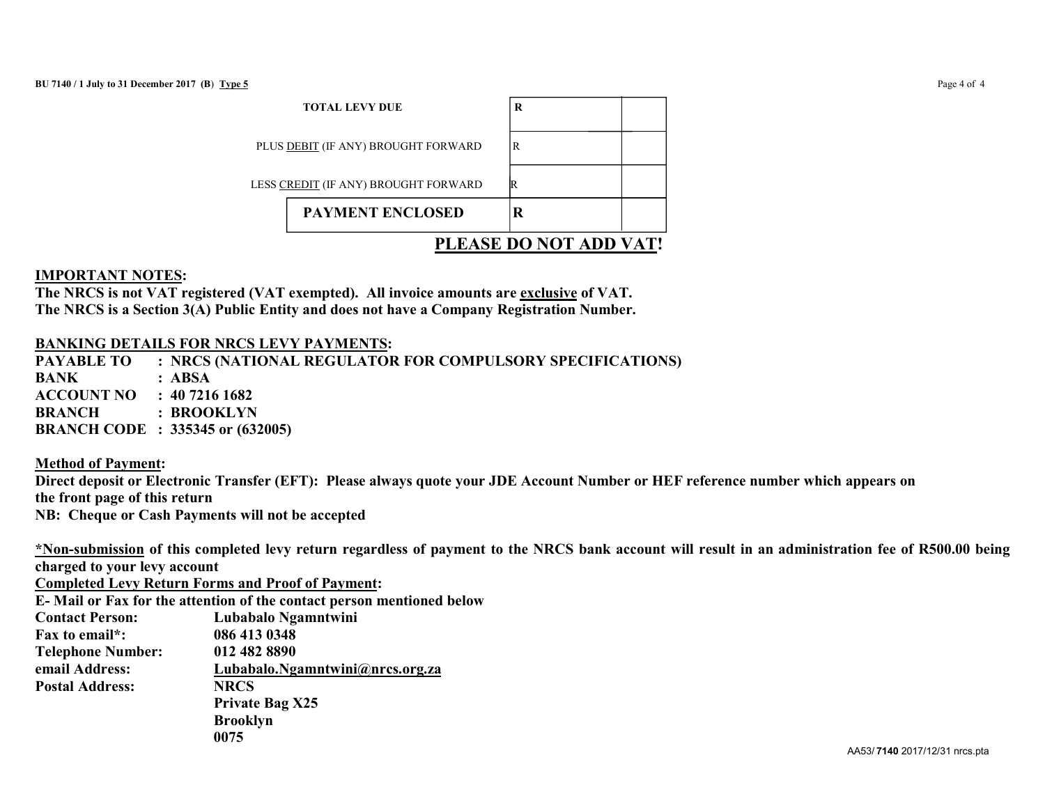| | | |
|---|---|---|
| **TOTAL LEVY DUE** | **R** | |
| PLUS DEBIT (IF ANY) BROUGHT FORWARD | R | |
| LESS CREDIT (IF ANY) BROUGHT FORWARD | R | |
| **PAYMENT ENCLOSED** | **R** | |

**PLEASE DO NOT ADD VAT!**

**IMPORTANT NOTES:**

**The NRCS is not VAT registered (VAT exempted). All invoice amounts are exclusive of VAT.**
**The NRCS is a Section 3(A) Public Entity and does not have a Company Registration Number.**

**BANKING DETAILS FOR NRCS LEVY PAYMENTS:**

**PAYABLE TO : NRCS (NATIONAL REGULATOR FOR COMPULSORY SPECIFICATIONS)**
**BANK : ABSA**
**ACCOUNT NO : 40 7216 1682**
**BRANCH : BROOKLYN**
**BRANCH CODE : 335345 or (632005)**

**Method of Payment:**

**Direct deposit or Electronic Transfer (EFT): Please always quote your JDE Account Number or HEF reference number which appears on the front page of this return**
**NB: Cheque or Cash Payments will not be accepted**

***Non-submission of this completed levy return regardless of payment to the NRCS bank account will result in an administration fee of R500.00 being charged to your levy account**

**Completed Levy Return Forms and Proof of Payment:**

**E- Mail or Fax for the attention of the contact person mentioned below**

**Contact Person:** Lubabalo Ngamntwini
**Fax to email*:** 086 413 0348
**Telephone Number:** 012 482 8890
**email Address:** Lubabalo.Ngamntwini@nrcs.org.za
**Postal Address:** NRCS
Private Bag X25
Brooklyn
0075

AA53/ **7140** 2017/12/31 nrcs.pta